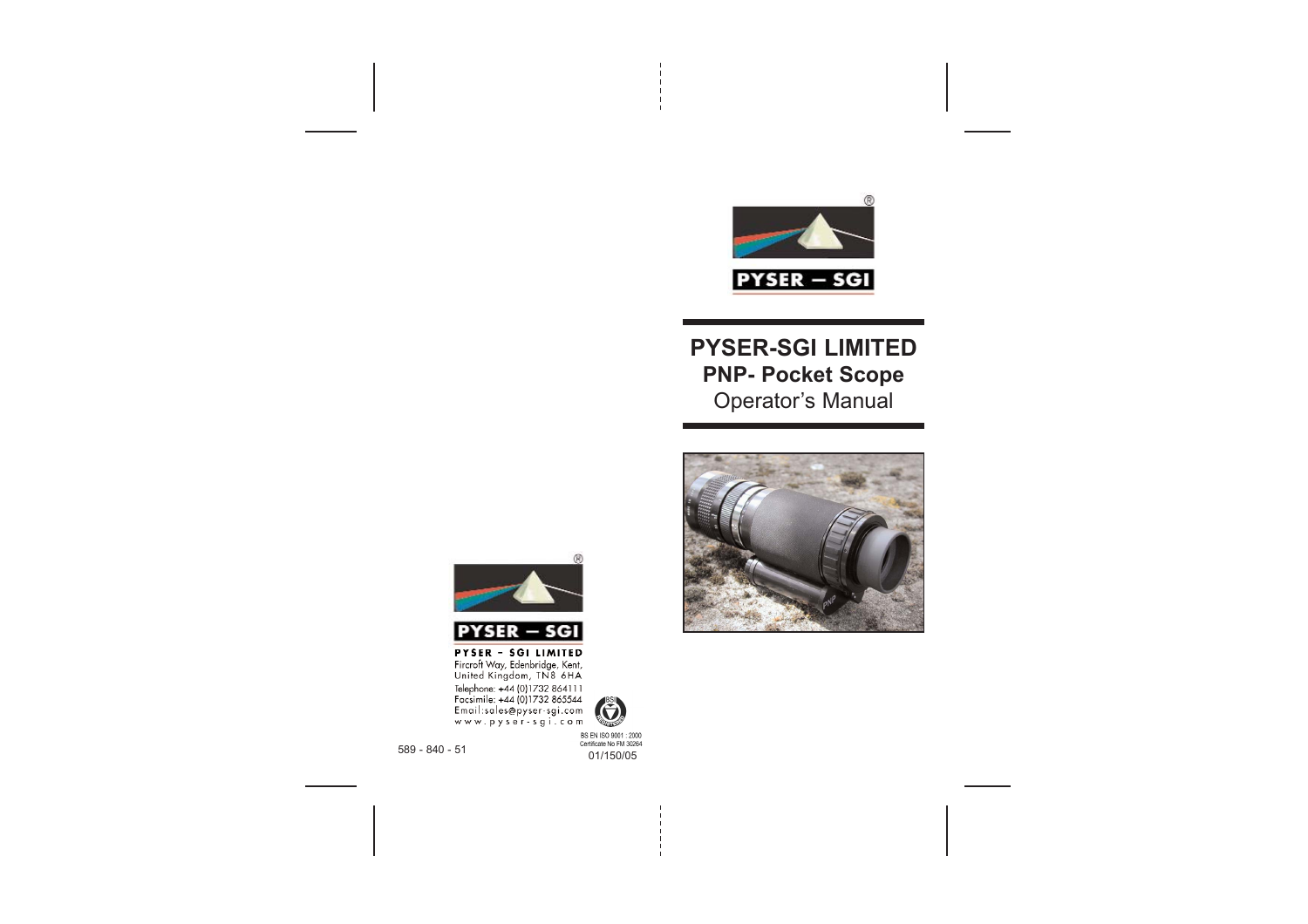# PYSER-SGI LIMITED

## PNP- Pocket Scope

Operator's Manual

PYSER – SGI

**PYSER - SGI LIMITED**
Fircroft Way, Edenbridge, Kent,
United Kingdom, TN8 6HA
Telephone: +44 (0)1732 864111
Facsimile: +44 (0)1732 865544
Email:sales@pyser-sgi.com
www.pyser-sgi.com

BS EN ISO 9001 : 2000
Certificate No FM 30264

589 - 840 - 51

01/150/05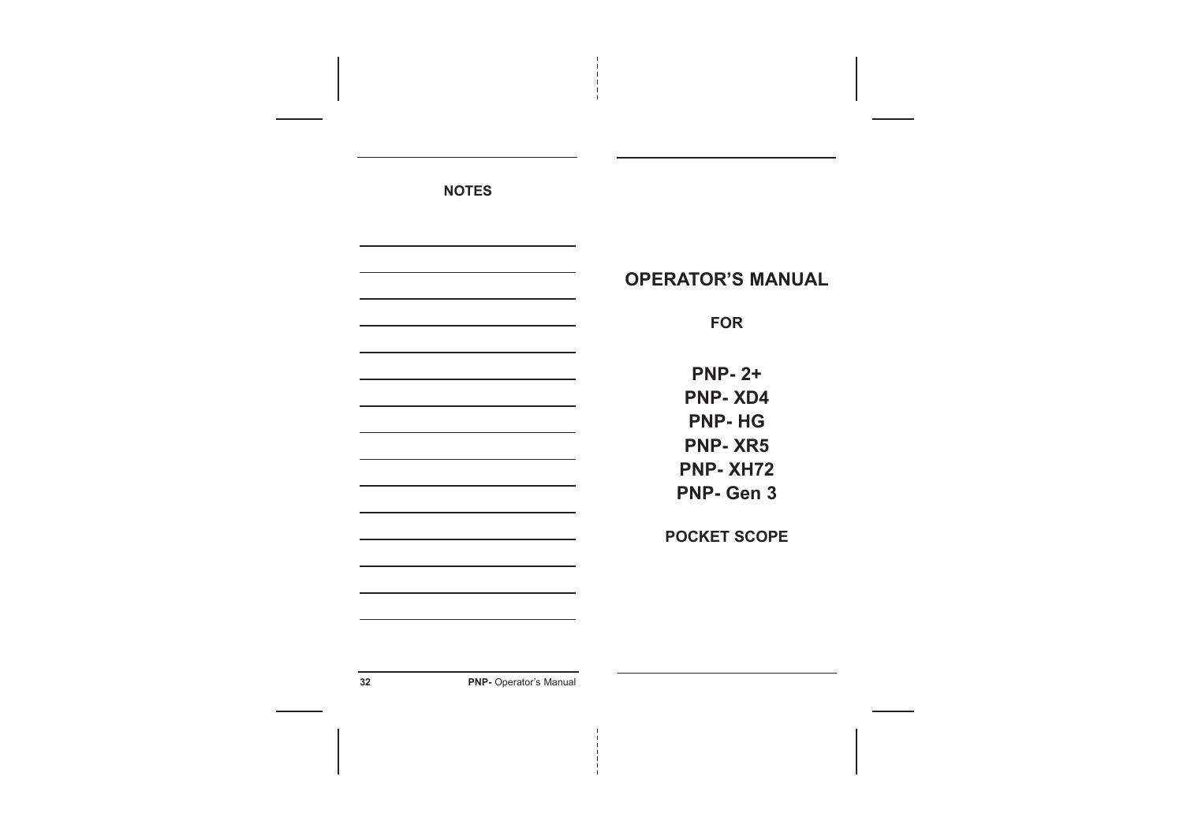## NOTES

# OPERATOR'S MANUAL

**FOR**

**PNP- 2+**
**PNP- XD4**
**PNP- HG**
**PNP- XR5**
**PNP- XH72**
**PNP- Gen 3**

**POCKET SCOPE**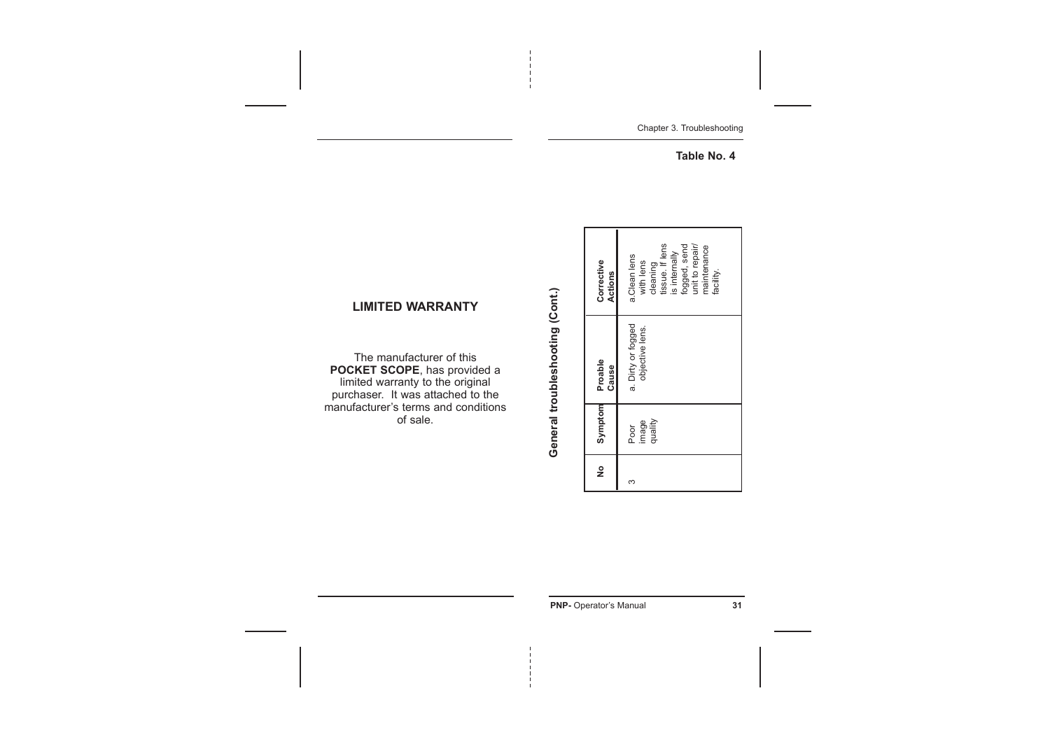## LIMITED WARRANTY

The manufacturer of this **POCKET SCOPE**, has provided a limited warranty to the original purchaser. It was attached to the manufacturer's terms and conditions of sale.

**Table No. 4**

**General troubleshooting (Cont.)**

| No | Symptom | Proable Cause | Corrective Actions |
|---|---|---|---|
| 3 | Poor image quality | a. Dirty or fogged objective lens. | a.Clean lens with lens cleaning tissue. If lens is internally fogged, send unit to repair/ maintenance facility. |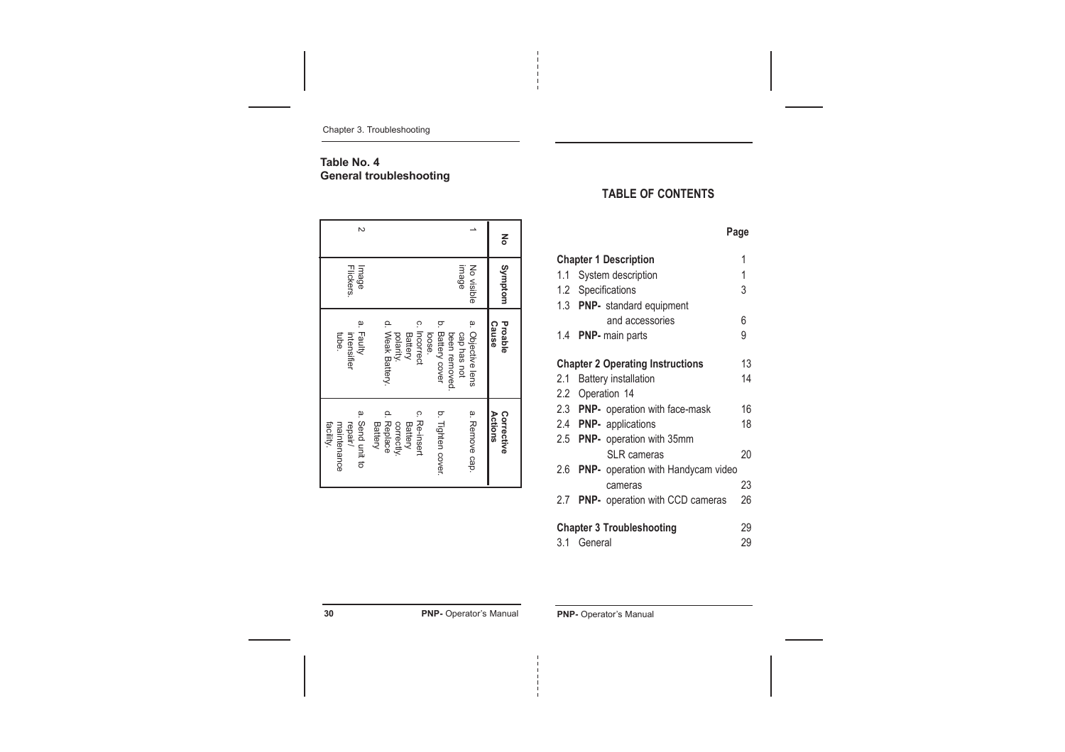## Table No. 4
## General troubleshooting

| No | Symptom | Proable Cause | Corrective Actions |
|---|---|---|---|
| 1 | No visible image | a. Objective lens cap has not been removed.<br>b. Battery cover loose.<br>c. Incorrect Battery polarity.<br>d. Weak Battery. | a. Remove cap.<br>b. Tighten cover.<br>c. Re-insert Battery correctly.<br>d. Replace Battery |
| 2 | Image Flickers. | a. Faulty intensifier tube. | a. Send unit to repair/ maintenance facility. |

## TABLE OF CONTENTS

| | | Page |
|---|---|---|
| **Chapter 1 Description** | | 1 |
| 1.1 | System description | 1 |
| 1.2 | Specifications | 3 |
| 1.3 | **PNP-** standard equipment and accessories | 6 |
| 1.4 | **PNP-** main parts | 9 |
| **Chapter 2 Operating Instructions** | | 13 |
| 2.1 | Battery installation | 14 |
| 2.2 | Operation 14 | |
| 2.3 | **PNP-** operation with face-mask | 16 |
| 2.4 | **PNP-** applications | 18 |
| 2.5 | **PNP-** operation with 35mm SLR cameras | 20 |
| 2.6 | **PNP-** operation with Handycam video cameras | 23 |
| 2.7 | **PNP-** operation with CCD cameras | 26 |
| **Chapter 3 Troubleshooting** | | 29 |
| 3.1 | General | 29 |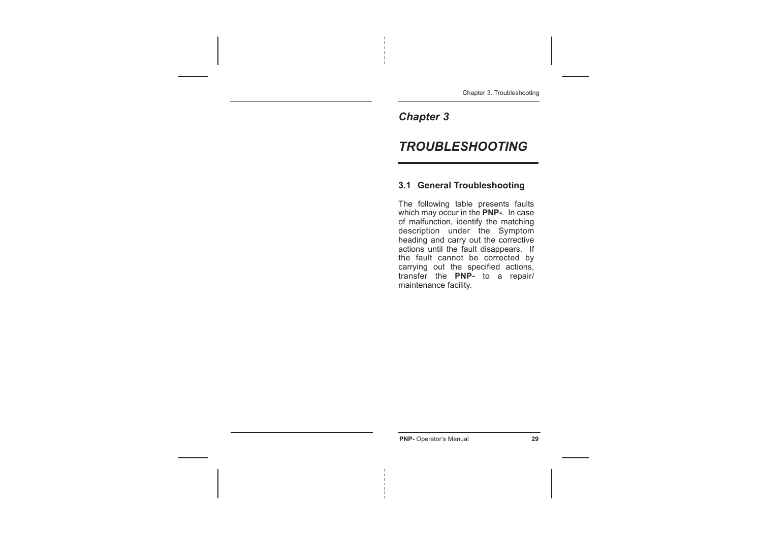*Chapter 3*

# *TROUBLESHOOTING*

### 3.1 General Troubleshooting

The following table presents faults which may occur in the **PNP-**. In case of malfunction, identify the matching description under the Symptom heading and carry out the corrective actions until the fault disappears. If the fault cannot be corrected by carrying out the specified actions, transfer the **PNP-** to a repair/ maintenance facility.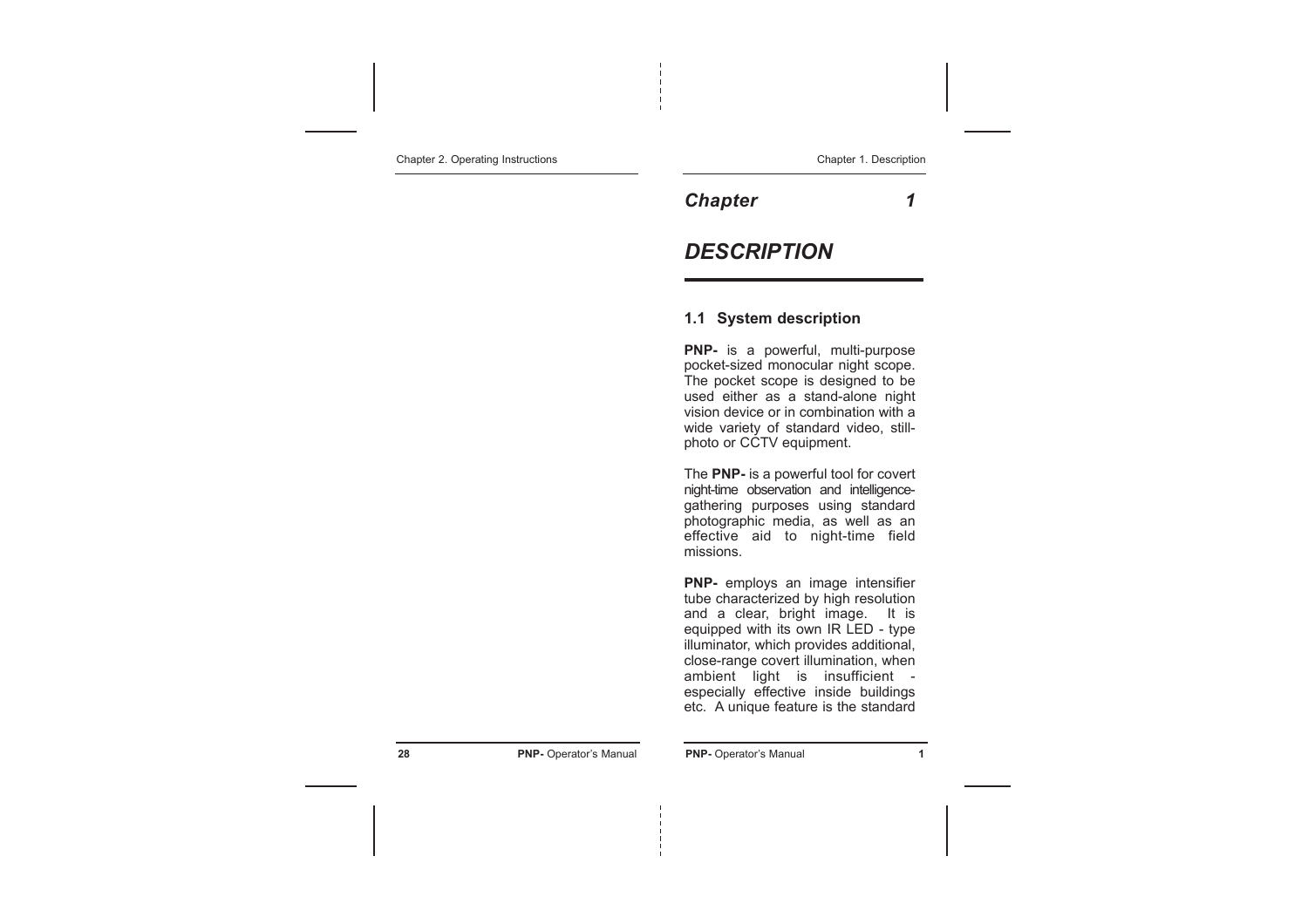# *Chapter 1*

# *DESCRIPTION*

## 1.1 System description

**PNP-** is a powerful, multi-purpose pocket-sized monocular night scope. The pocket scope is designed to be used either as a stand-alone night vision device or in combination with a wide variety of standard video, still-photo or CCTV equipment.

The **PNP-** is a powerful tool for covert night-time observation and intelligence-gathering purposes using standard photographic media, as well as an effective aid to night-time field missions.

**PNP-** employs an image intensifier tube characterized by high resolution and a clear, bright image. It is equipped with its own IR LED - type illuminator, which provides additional, close-range covert illumination, when ambient light is insufficient - especially effective inside buildings etc. A unique feature is the standard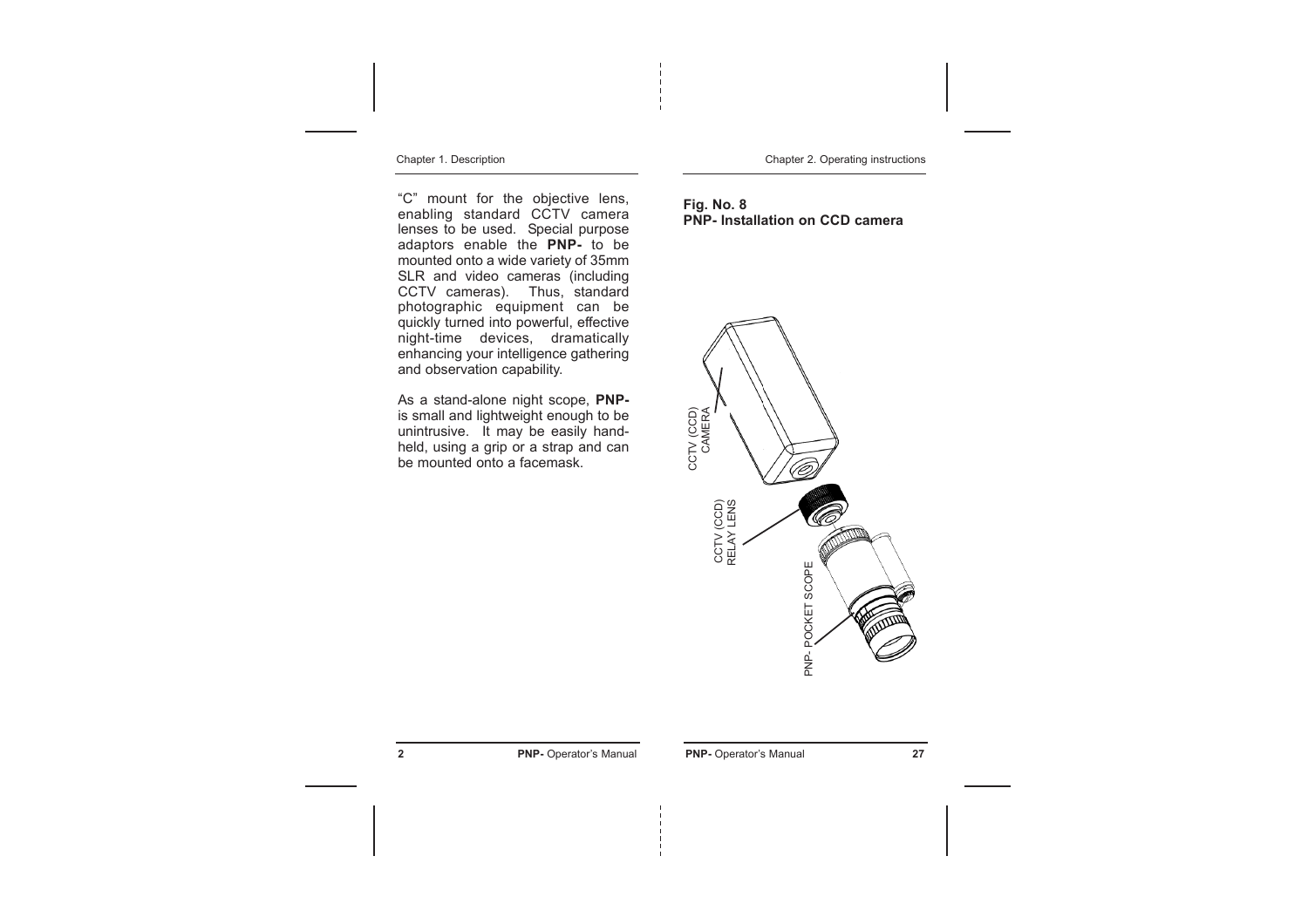"C" mount for the objective lens, enabling standard CCTV camera lenses to be used. Special purpose adaptors enable the **PNP-** to be mounted onto a wide variety of 35mm SLR and video cameras (including CCTV cameras). Thus, standard photographic equipment can be quickly turned into powerful, effective night-time devices, dramatically enhancing your intelligence gathering and observation capability.

As a stand-alone night scope, **PNP-** is small and lightweight enough to be unintrusive. It may be easily hand-held, using a grip or a strap and can be mounted onto a facemask.

**Fig. No. 8**
**PNP- Installation on CCD camera**

CCTV (CCD) CAMERA

CCTV (CCD) RELAY LENS

PNP- POCKET SCOPE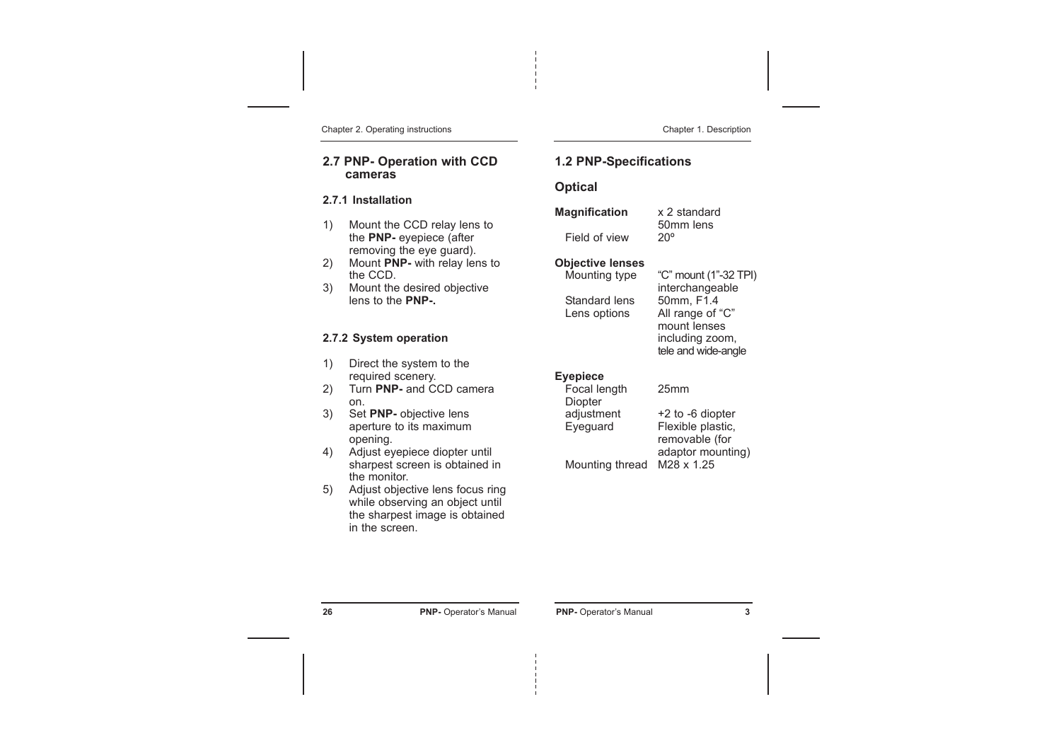## 2.7 PNP- Operation with CCD cameras

### 2.7.1 Installation

1) Mount the CCD relay lens to the **PNP-** eyepiece (after removing the eye guard).
2) Mount **PNP-** with relay lens to the CCD.
3) Mount the desired objective lens to the **PNP-.**

### 2.7.2 System operation

1) Direct the system to the required scenery.
2) Turn **PNP-** and CCD camera on.
3) Set **PNP-** objective lens aperture to its maximum opening.
4) Adjust eyepiece diopter until sharpest screen is obtained in the monitor.
5) Adjust objective lens focus ring while observing an object until the sharpest image is obtained in the screen.

## 1.2 PNP-Specifications

### Optical

| | |
|---|---|
| **Magnification** | x 2 standard 50mm lens |
| Field of view | 20º |
| **Objective lenses** | |
| Mounting type | “C” mount (1”-32 TPI) interchangeable |
| Standard lens | 50mm, F1.4 |
| Lens options | All range of “C” mount lenses including zoom, tele and wide-angle |
| **Eyepiece** | |
| Focal length | 25mm |
| Diopter adjustment | +2 to -6 diopter |
| Eyeguard | Flexible plastic, removable (for adaptor mounting) |
| Mounting thread | M28 x 1.25 |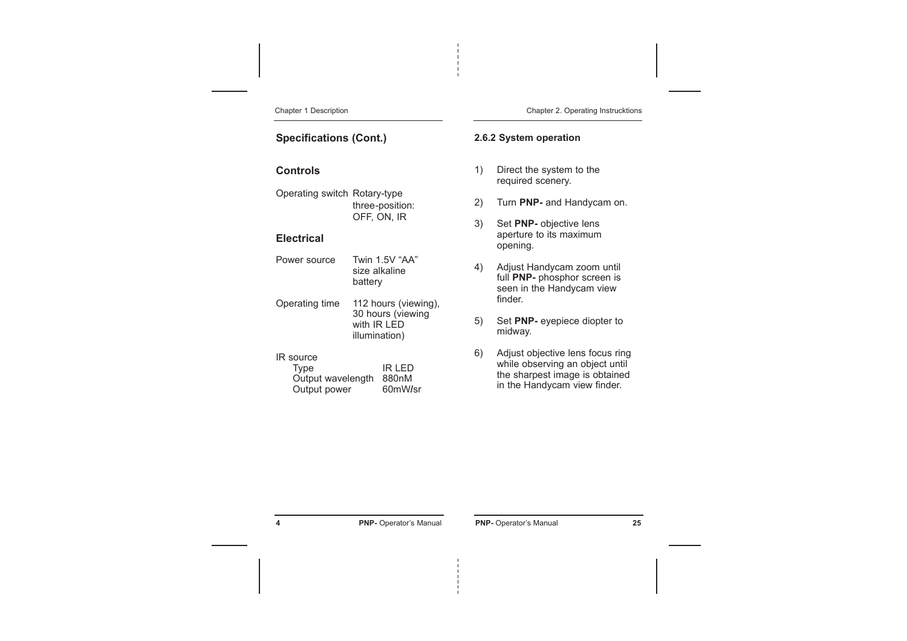## Specifications (Cont.)

### Controls

| | |
|---|---|
| Operating switch | Rotary-type three-position: OFF, ON, IR |

### Electrical

| | |
|---|---|
| Power source | Twin 1.5V “AA” size alkaline battery |
| Operating time | 112 hours (viewing), 30 hours (viewing with IR LED illumination) |

IR source

| | |
|---|---|
| Type | IR LED |
| Output wavelength | 880nM |
| Output power | 60mW/sr |

### 2.6.2 System operation

1) Direct the system to the required scenery.

2) Turn **PNP-** and Handycam on.

3) Set **PNP-** objective lens aperture to its maximum opening.

4) Adjust Handycam zoom until full **PNP-** phosphor screen is seen in the Handycam view finder.

5) Set **PNP-** eyepiece diopter to midway.

6) Adjust objective lens focus ring while observing an object until the sharpest image is obtained in the Handycam view finder.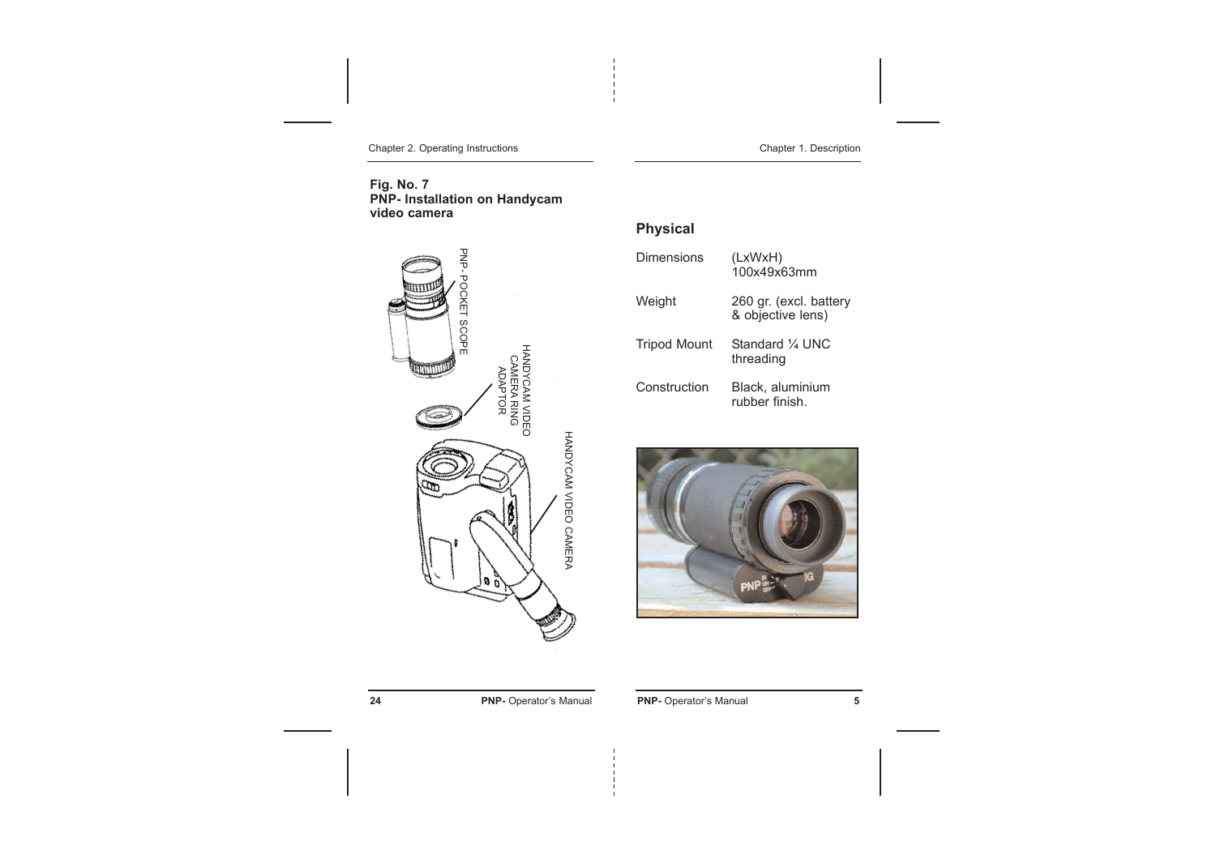**Fig. No. 7**
**PNP- Installation on Handycam video camera**

PNP- POCKET SCOPE

HANDYCAM VIDEO CAMERA RING ADAPTOR

HANDYCAM VIDEO CAMERA

## Physical

| | |
|---|---|
| Dimensions | (LxWxH) 100x49x63mm |
| Weight | 260 gr. (excl. battery & objective lens) |
| Tripod Mount | Standard ¼ UNC threading |
| Construction | Black, aluminium rubber finish. |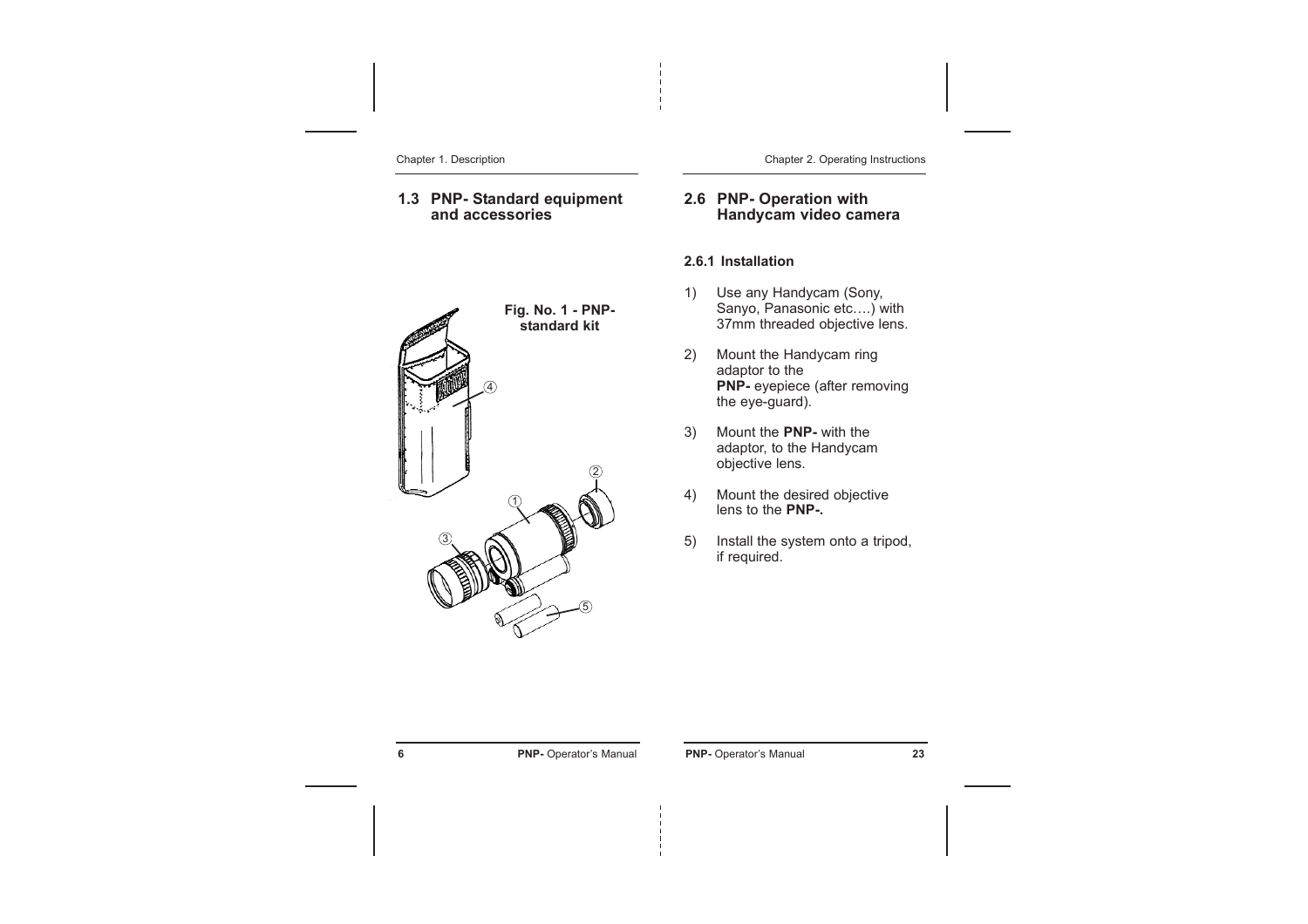## 1.3 PNP- Standard equipment and accessories

**Fig. No. 1 - PNP- standard kit**

④

②

①

③

⑤

## 2.6 PNP- Operation with Handycam video camera

### 2.6.1 Installation

1) Use any Handycam (Sony, Sanyo, Panasonic etc….) with 37mm threaded objective lens.

2) Mount the Handycam ring adaptor to the **PNP-** eyepiece (after removing the eye-guard).

3) Mount the **PNP-** with the adaptor, to the Handycam objective lens.

4) Mount the desired objective lens to the **PNP-.**

5) Install the system onto a tripod, if required.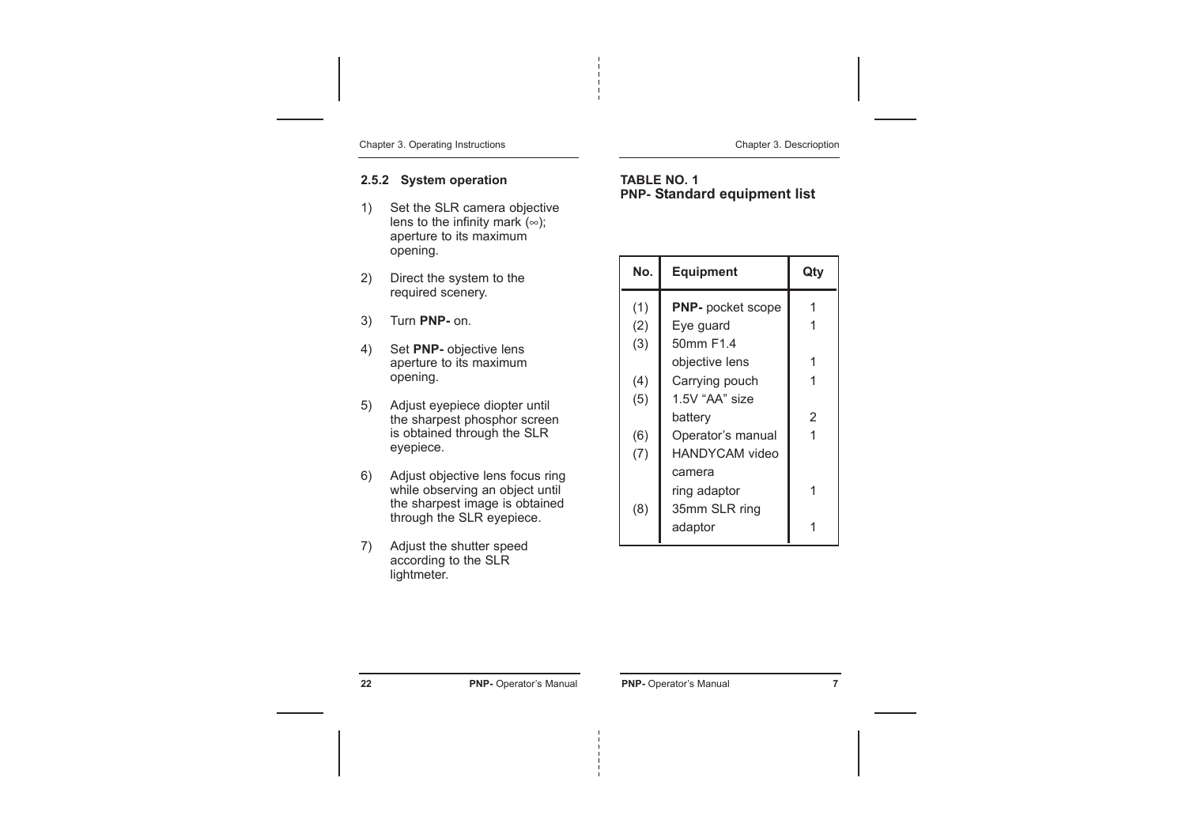### 2.5.2 System operation

1) Set the SLR camera objective lens to the infinity mark (∞); aperture to its maximum opening.

2) Direct the system to the required scenery.

3) Turn **PNP-** on.

4) Set **PNP-** objective lens aperture to its maximum opening.

5) Adjust eyepiece diopter until the sharpest phosphor screen is obtained through the SLR eyepiece.

6) Adjust objective lens focus ring while observing an object until the sharpest image is obtained through the SLR eyepiece.

7) Adjust the shutter speed according to the SLR lightmeter.

**TABLE NO. 1**
**PNP- Standard equipment list**

| No. | Equipment | Qty |
|---|---|---|
| (1) | **PNP-** pocket scope | 1 |
| (2) | Eye guard | 1 |
| (3) | 50mm F1.4 objective lens | 1 |
| (4) | Carrying pouch | 1 |
| (5) | 1.5V "AA" size battery | 2 |
| (6) | Operator's manual | 1 |
| (7) | HANDYCAM video camera ring adaptor | 1 |
| (8) | 35mm SLR ring adaptor | 1 |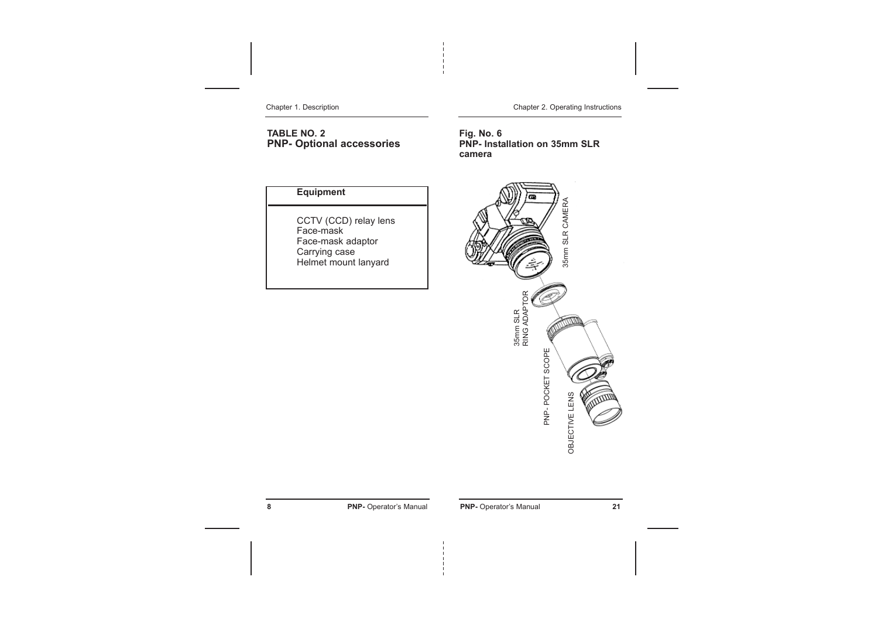**TABLE NO. 2**
**PNP- Optional accessories**

| Equipment |
| --- |
| CCTV (CCD) relay lens<br>Face-mask<br>Face-mask adaptor<br>Carrying case<br>Helmet mount lanyard |

**Fig. No. 6**
**PNP- Installation on 35mm SLR camera**

35mm SLR CAMERA

35mm SLR RING ADAPTOR

PNP- POCKET SCOPE

OBJECTIVE LENS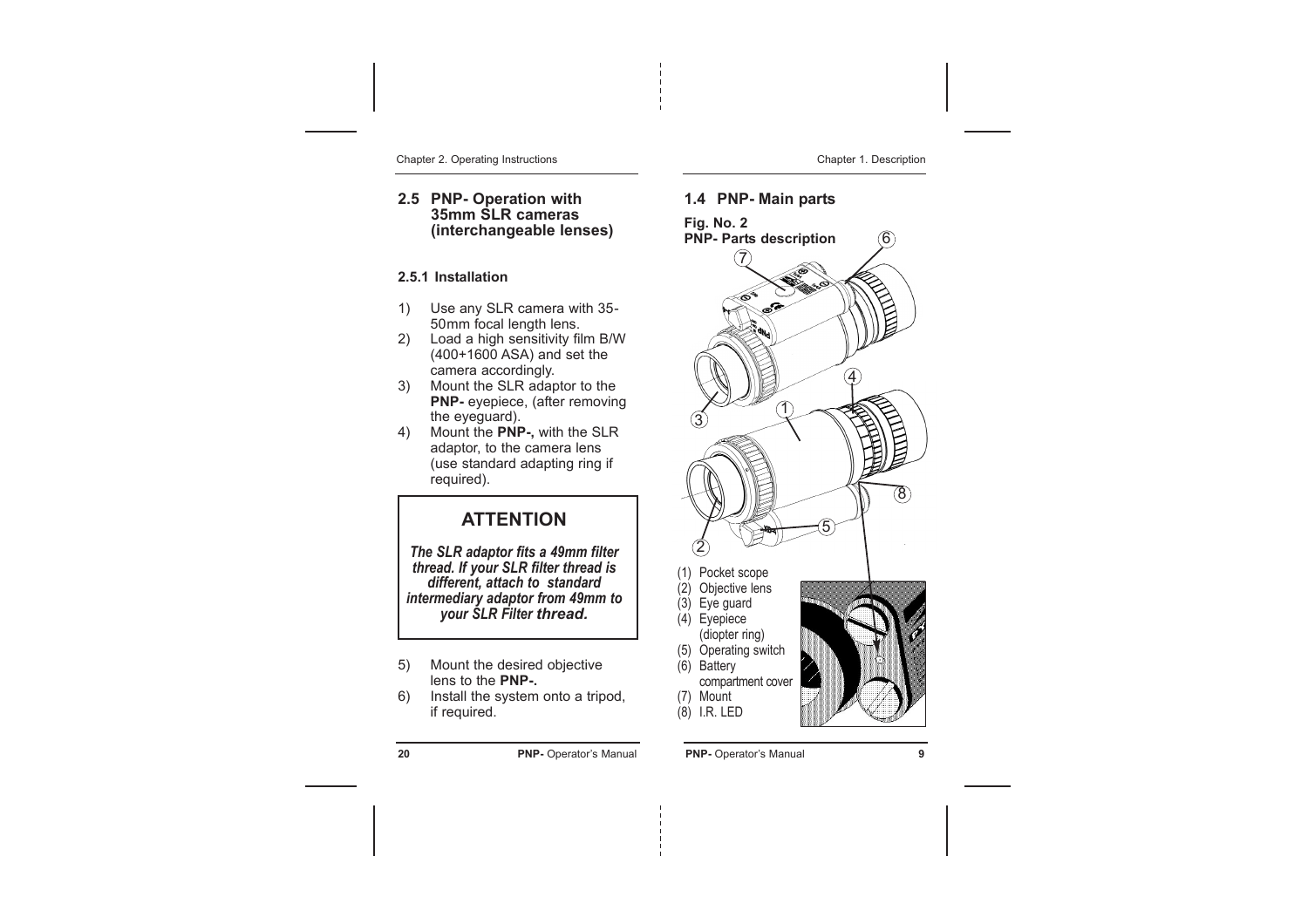## 2.5 PNP- Operation with 35mm SLR cameras (interchangeable lenses)

### 2.5.1 Installation

1) Use any SLR camera with 35-50mm focal length lens.
2) Load a high sensitivity film B/W (400+1600 ASA) and set the camera accordingly.
3) Mount the SLR adaptor to the **PNP-** eyepiece, (after removing the eyeguard).
4) Mount the **PNP-,** with the SLR adaptor, to the camera lens (use standard adapting ring if required).

> **ATTENTION**
>
> ***The SLR adaptor fits a 49mm filter thread. If your SLR filter thread is different, attach to standard intermediary adaptor from 49mm to your SLR Filter thread.***

5) Mount the desired objective lens to the **PNP-.**
6) Install the system onto a tripod, if required.

## 1.4 PNP- Main parts

**Fig. No. 2**
**PNP- Parts description**

(1) Pocket scope
(2) Objective lens
(3) Eye guard
(4) Eyepiece (diopter ring)
(5) Operating switch
(6) Battery compartment cover
(7) Mount
(8) I.R. LED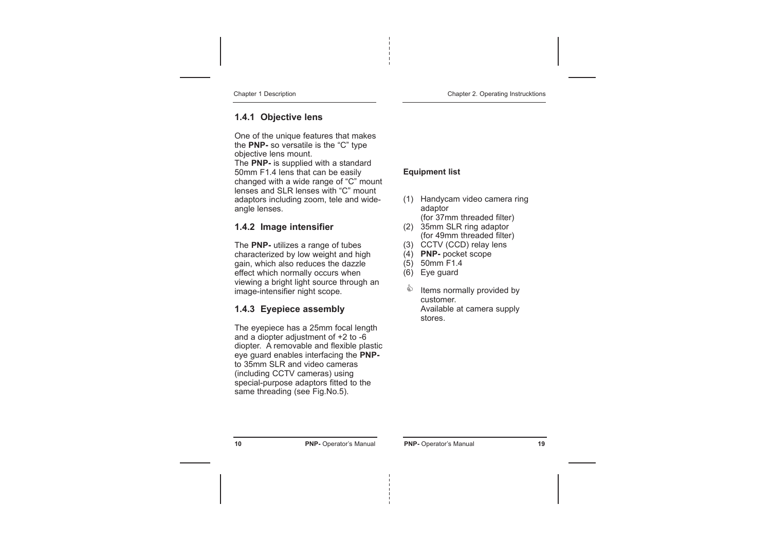### 1.4.1 Objective lens

One of the unique features that makes the **PNP-** so versatile is the "C" type objective lens mount.
The **PNP-** is supplied with a standard 50mm F1.4 lens that can be easily changed with a wide range of "C" mount lenses and SLR lenses with "C" mount adaptors including zoom, tele and wide-angle lenses.

### 1.4.2 Image intensifier

The **PNP-** utilizes a range of tubes characterized by low weight and high gain, which also reduces the dazzle effect which normally occurs when viewing a bright light source through an image-intensifier night scope.

### 1.4.3 Eyepiece assembly

The eyepiece has a 25mm focal length and a diopter adjustment of +2 to -6 diopter. A removable and flexible plastic eye guard enables interfacing the **PNP-** to 35mm SLR and video cameras (including CCTV cameras) using special-purpose adaptors fitted to the same threading (see Fig.No.5).

**Equipment list**

(1) Handycam video camera ring adaptor (for 37mm threaded filter)
(2) 35mm SLR ring adaptor (for 49mm threaded filter)
(3) CCTV (CCD) relay lens
(4) **PNP-** pocket scope
(5) 50mm F1.4
(6) Eye guard

✍ Items normally provided by customer.
Available at camera supply stores.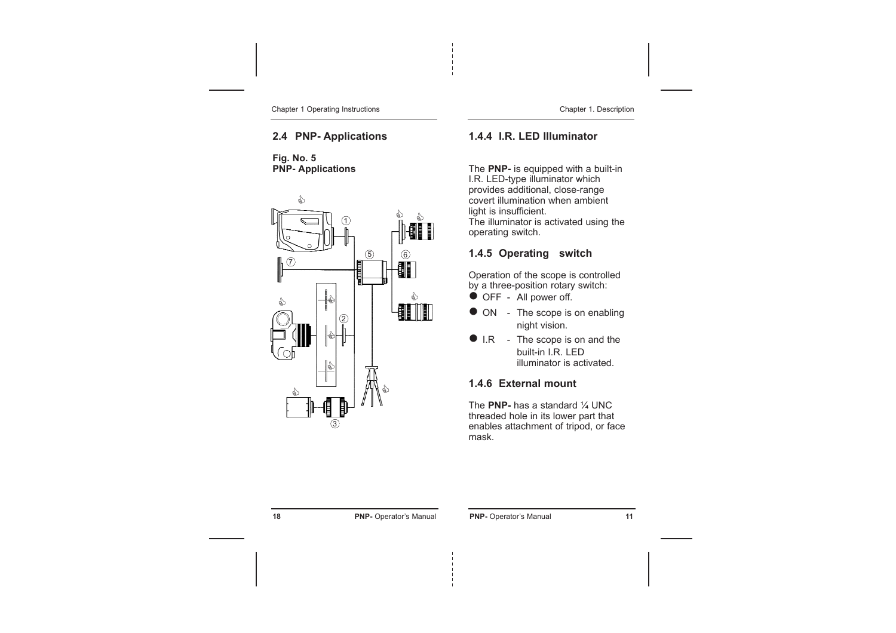## 2.4 PNP- Applications

**Fig. No. 5**
**PNP- Applications**

## 1.4.4 I.R. LED Illuminator

The **PNP-** is equipped with a built-in I.R. LED-type illuminator which provides additional, close-range covert illumination when ambient light is insufficient.
The illuminator is activated using the operating switch.

## 1.4.5 Operating switch

Operation of the scope is controlled by a three-position rotary switch:

- OFF - All power off.
- ON - The scope is on enabling night vision.
- I.R - The scope is on and the built-in I.R. LED illuminator is activated.

## 1.4.6 External mount

The **PNP-** has a standard ¼ UNC threaded hole in its lower part that enables attachment of tripod, or face mask.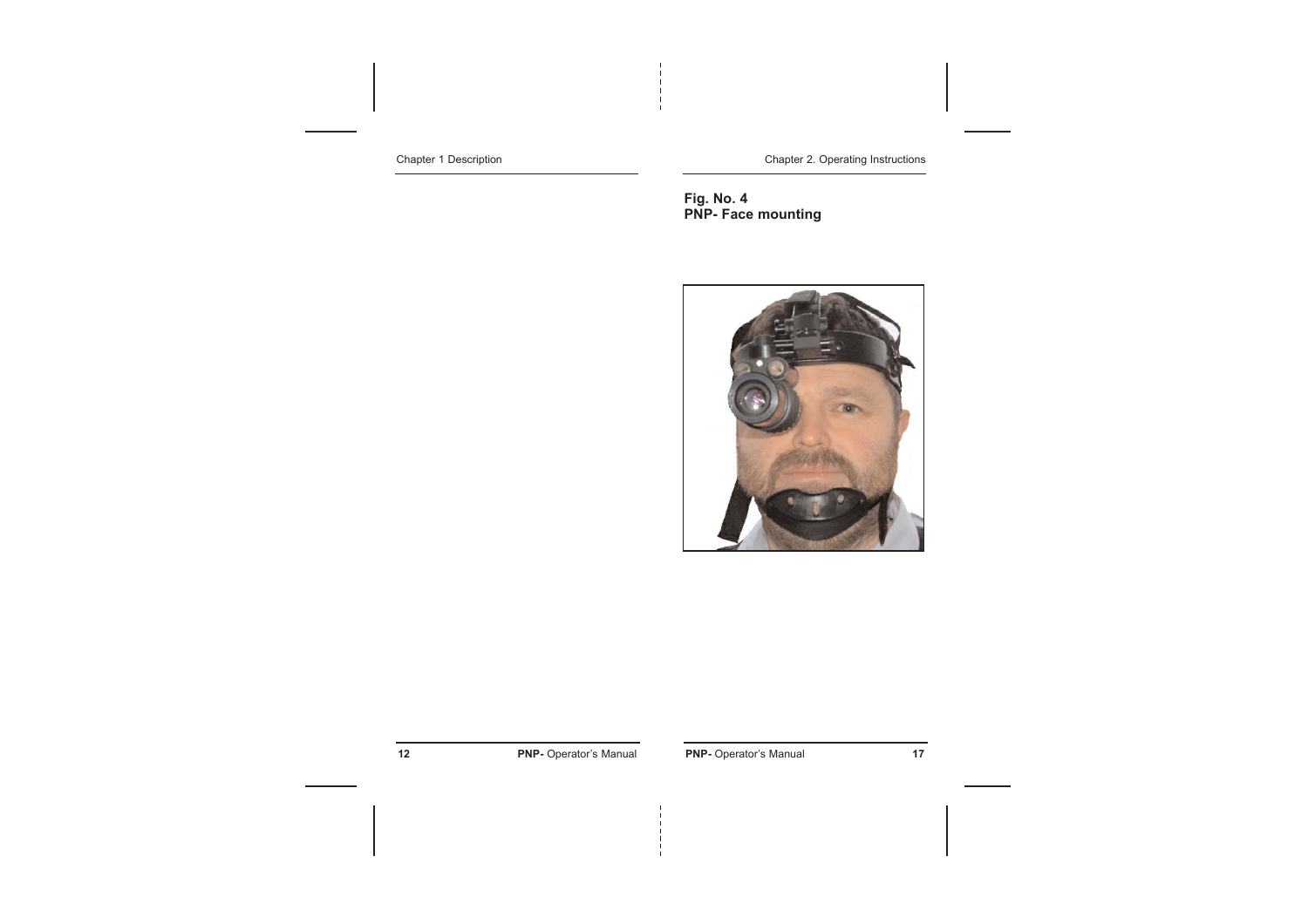**Fig. No. 4**
**PNP- Face mounting**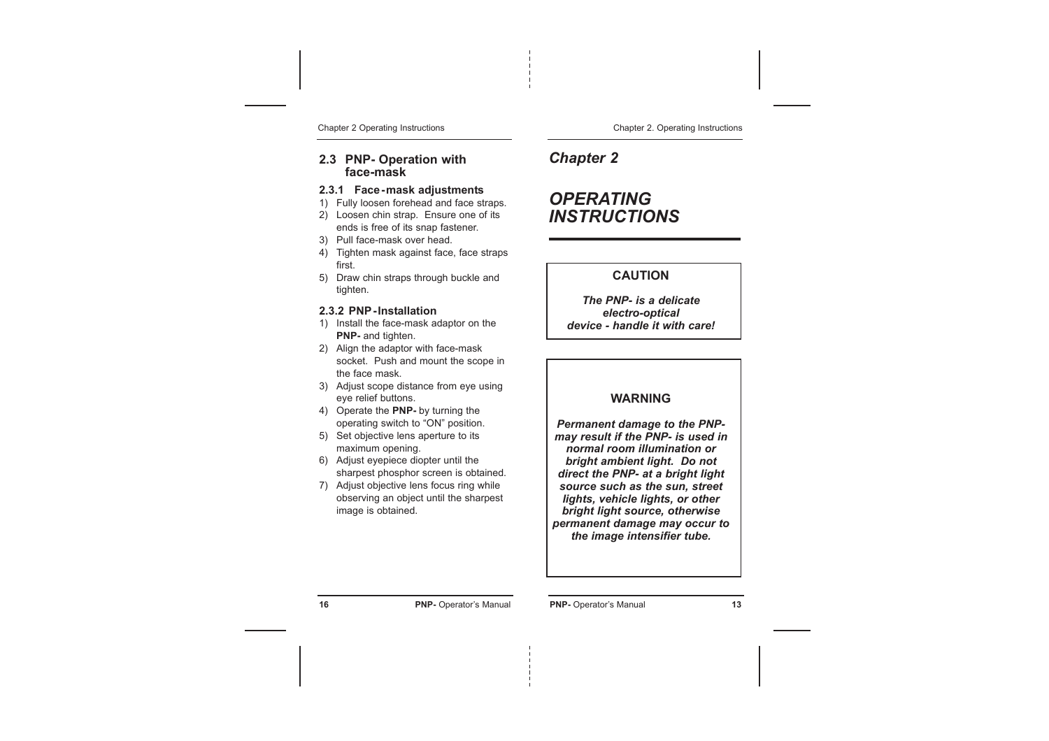## 2.3 PNP- Operation with face-mask

### 2.3.1 Face-mask adjustments

1) Fully loosen forehead and face straps.
2) Loosen chin strap. Ensure one of its ends is free of its snap fastener.
3) Pull face-mask over head.
4) Tighten mask against face, face straps first.
5) Draw chin straps through buckle and tighten.

### 2.3.2 PNP-Installation

1) Install the face-mask adaptor on the **PNP-** and tighten.
2) Align the adaptor with face-mask socket. Push and mount the scope in the face mask.
3) Adjust scope distance from eye using eye relief buttons.
4) Operate the **PNP-** by turning the operating switch to "ON" position.
5) Set objective lens aperture to its maximum opening.
6) Adjust eyepiece diopter until the sharpest phosphor screen is obtained.
7) Adjust objective lens focus ring while observing an object until the sharpest image is obtained.

# *Chapter 2*

# *OPERATING INSTRUCTIONS*

**CAUTION**

***The PNP- is a delicate electro-optical device - handle it with care!***

**WARNING**

***Permanent damage to the PNP- may result if the PNP- is used in normal room illumination or bright ambient light. Do not direct the PNP- at a bright light source such as the sun, street lights, vehicle lights, or other bright light source, otherwise permanent damage may occur to the image intensifier tube.***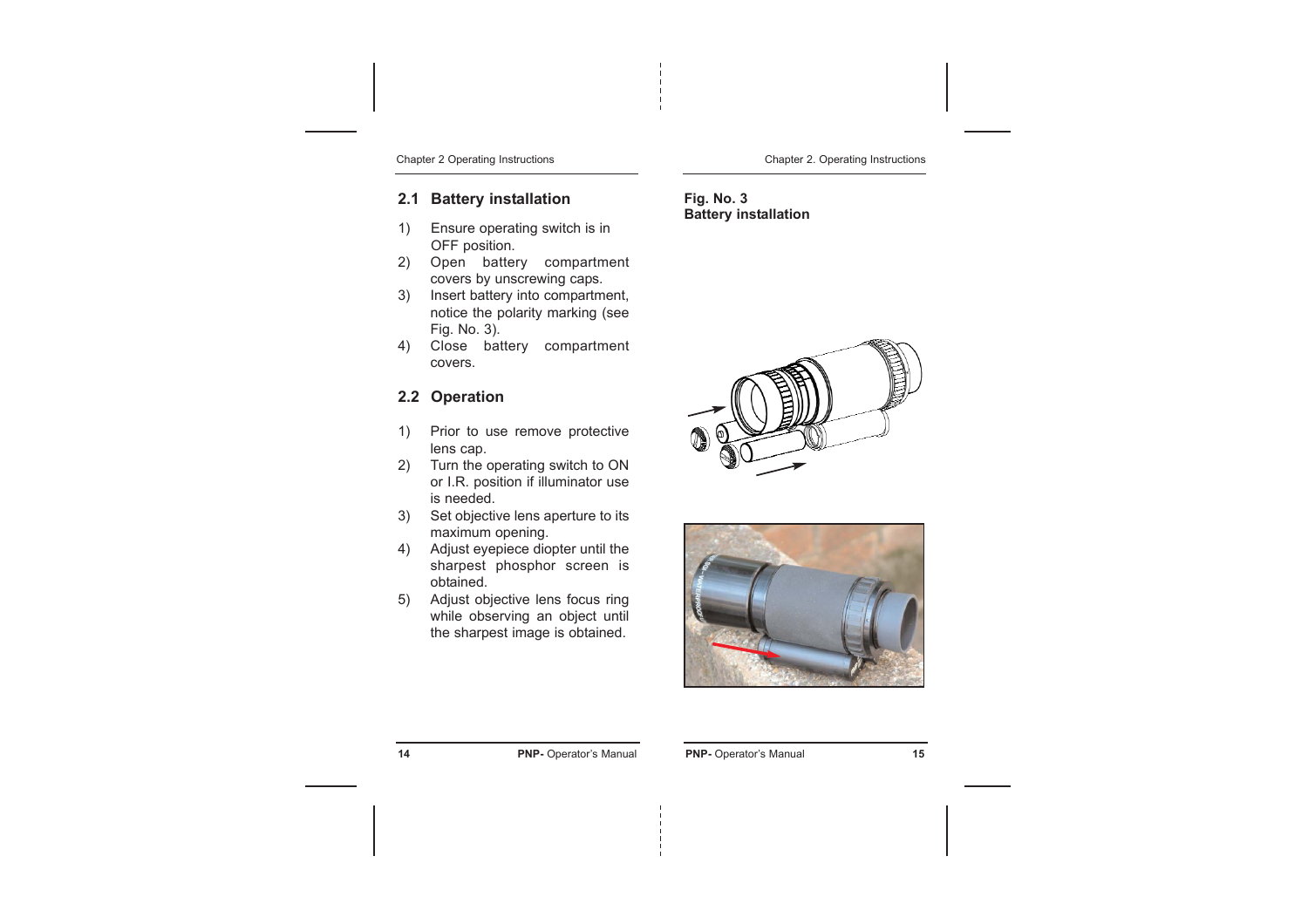## 2.1 Battery installation

1) Ensure operating switch is in OFF position.
2) Open battery compartment covers by unscrewing caps.
3) Insert battery into compartment, notice the polarity marking (see Fig. No. 3).
4) Close battery compartment covers.

## 2.2 Operation

1) Prior to use remove protective lens cap.
2) Turn the operating switch to ON or I.R. position if illuminator use is needed.
3) Set objective lens aperture to its maximum opening.
4) Adjust eyepiece diopter until the sharpest phosphor screen is obtained.
5) Adjust objective lens focus ring while observing an object until the sharpest image is obtained.

**Fig. No. 3**
**Battery installation**